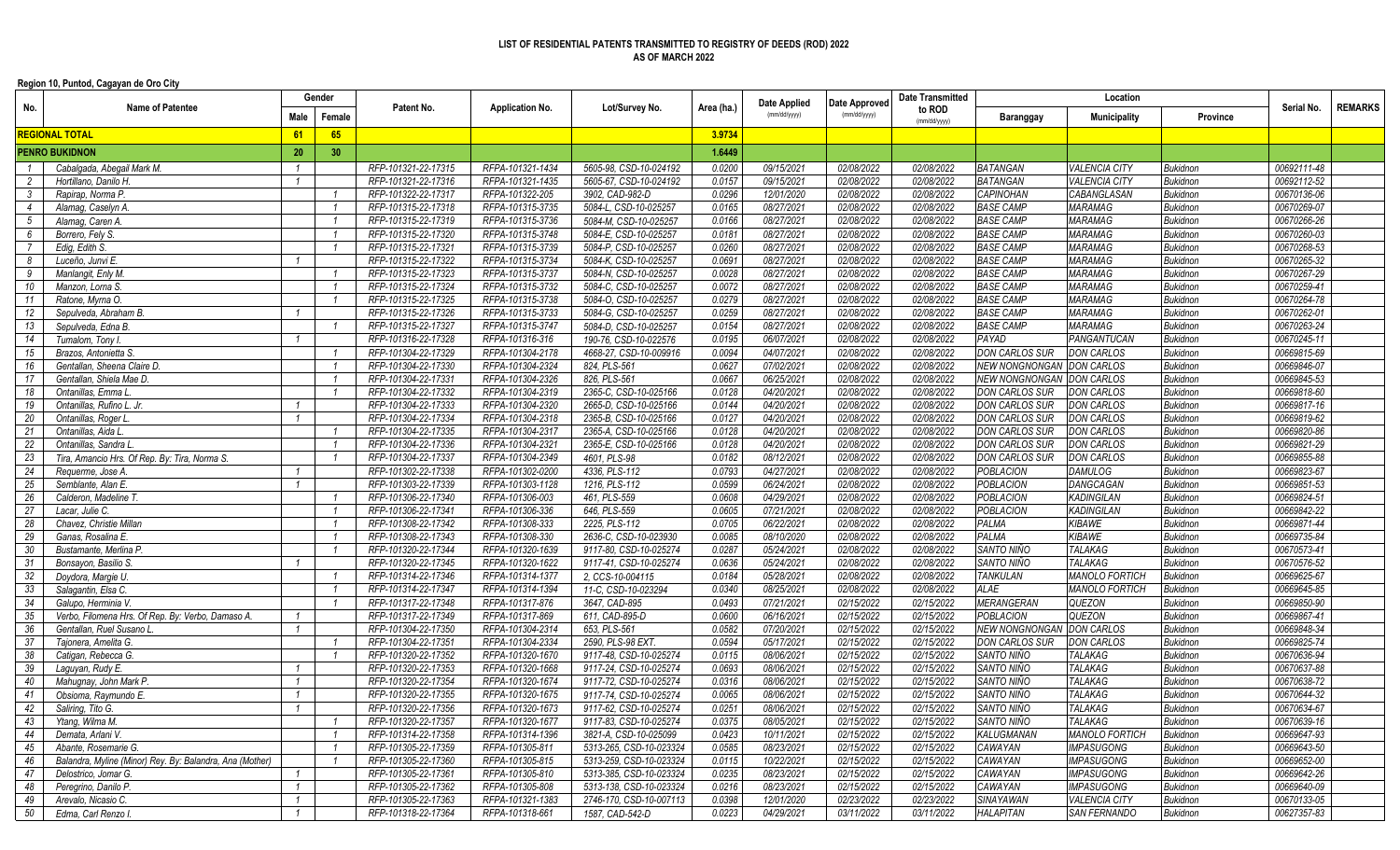# LIST OF RESIDENTIAL PATENTS TRANSMITTED TO REGISTRY OF DEEDS (ROD) 2022
## AS OF MARCH 2022

**Region 10, Puntod, Cagayan de Oro City**

| No. | Name of Patentee | Gender | | Patent No. | Application No. | Lot/Survey No. | Area (ha.) | Date Applied (mm/dd/yyyy) | Date Approved (mm/dd/yyyy) | Date Transmitted to ROD (mm/dd/yyyy) | Location | | | Serial No. | REMARKS |
|---|---|---|---|---|---|---|---|---|---|---|---|---|---|---|---|
| | | Male | Female | | | | | | | | Baranggay | Municipality | Province | | |
| **REGIONAL TOTAL** | | **61** | **65** | | | | **3.9734** | | | | | | | | |
| **PENRO BUKIDNON** | | **20** | **30** | | | | **1.6449** | | | | | | | | |
| 1 | Cabalgada, Abegail Mark M. | 1 | | RFP-101321-22-17315 | RFPA-101321-1434 | 5605-98, CSD-10-024192 | 0.0200 | 09/15/2021 | 02/08/2022 | 02/08/2022 | BATANGAN | VALENCIA CITY | Bukidnon | 00692111-48 | |
| 2 | Hortillano, Danilo H. | 1 | | RFP-101321-22-17316 | RFPA-101321-1435 | 5605-67, CSD-10-024192 | 0.0157 | 09/15/2021 | 02/08/2022 | 02/08/2022 | BATANGAN | VALENCIA CITY | Bukidnon | 00692112-52 | |
| 3 | Rapirap, Norma P. | | 1 | RFP-101322-22-17317 | RFPA-101322-205 | 3902, CAD-982-D | 0.0296 | 12/01/2020 | 02/08/2022 | 02/08/2022 | CAPINOHAN | CABANGLASAN | Bukidnon | 00670136-06 | |
| 4 | Alamag, Caselyn A. | | 1 | RFP-101315-22-17318 | RFPA-101315-3735 | 5084-L, CSD-10-025257 | 0.0165 | 08/27/2021 | 02/08/2022 | 02/08/2022 | BASE CAMP | MARAMAG | Bukidnon | 00670269-07 | |
| 5 | Alamag, Caren A. | | 1 | RFP-101315-22-17319 | RFPA-101315-3736 | 5084-M, CSD-10-025257 | 0.0166 | 08/27/2021 | 02/08/2022 | 02/08/2022 | BASE CAMP | MARAMAG | Bukidnon | 00670266-26 | |
| 6 | Borrero, Fely S. | | 1 | RFP-101315-22-17320 | RFPA-101315-3748 | 5084-E, CSD-10-025257 | 0.0181 | 08/27/2021 | 02/08/2022 | 02/08/2022 | BASE CAMP | MARAMAG | Bukidnon | 00670260-03 | |
| 7 | Edig, Edith S. | | 1 | RFP-101315-22-17321 | RFPA-101315-3739 | 5084-P, CSD-10-025257 | 0.0260 | 08/27/2021 | 02/08/2022 | 02/08/2022 | BASE CAMP | MARAMAG | Bukidnon | 00670268-53 | |
| 8 | Luceño, Junvi E. | 1 | | RFP-101315-22-17322 | RFPA-101315-3734 | 5084-K, CSD-10-025257 | 0.0691 | 08/27/2021 | 02/08/2022 | 02/08/2022 | BASE CAMP | MARAMAG | Bukidnon | 00670265-32 | |
| 9 | Manlangit, Enly M. | | 1 | RFP-101315-22-17323 | RFPA-101315-3737 | 5084-N, CSD-10-025257 | 0.0028 | 08/27/2021 | 02/08/2022 | 02/08/2022 | BASE CAMP | MARAMAG | Bukidnon | 00670267-29 | |
| 10 | Manzon, Lorna S. | | 1 | RFP-101315-22-17324 | RFPA-101315-3732 | 5084-C, CSD-10-025257 | 0.0072 | 08/27/2021 | 02/08/2022 | 02/08/2022 | BASE CAMP | MARAMAG | Bukidnon | 00670259-41 | |
| 11 | Ratone, Myrna O. | | 1 | RFP-101315-22-17325 | RFPA-101315-3738 | 5084-O, CSD-10-025257 | 0.0279 | 08/27/2021 | 02/08/2022 | 02/08/2022 | BASE CAMP | MARAMAG | Bukidnon | 00670264-78 | |
| 12 | Sepulveda, Abraham B. | 1 | | RFP-101315-22-17326 | RFPA-101315-3733 | 5084-G, CSD-10-025257 | 0.0259 | 08/27/2021 | 02/08/2022 | 02/08/2022 | BASE CAMP | MARAMAG | Bukidnon | 00670262-01 | |
| 13 | Sepulveda, Edna B. | | 1 | RFP-101315-22-17327 | RFPA-101315-3747 | 5084-D, CSD-10-025257 | 0.0154 | 08/27/2021 | 02/08/2022 | 02/08/2022 | BASE CAMP | MARAMAG | Bukidnon | 00670263-24 | |
| 14 | Tumalom, Tony I. | 1 | | RFP-101316-22-17328 | RFPA-101316-316 | 190-76, CSD-10-022576 | 0.0195 | 06/07/2021 | 02/08/2022 | 02/08/2022 | PAYAD | PANGANTUCAN | Bukidnon | 00670245-11 | |
| 15 | Brazos, Antonietta S. | | 1 | RFP-101304-22-17329 | RFPA-101304-2178 | 4668-27, CSD-10-009916 | 0.0094 | 04/07/2021 | 02/08/2022 | 02/08/2022 | DON CARLOS SUR | DON CARLOS | Bukidnon | 00669815-69 | |
| 16 | Gentallan, Sheena Claire D. | | 1 | RFP-101304-22-17330 | RFPA-101304-2324 | 824, PLS-561 | 0.0627 | 07/02/2021 | 02/08/2022 | 02/08/2022 | NEW NONGNONGAN | DON CARLOS | Bukidnon | 00669846-07 | |
| 17 | Gentallan, Shiela Mae D. | | 1 | RFP-101304-22-17331 | RFPA-101304-2326 | 826, PLS-561 | 0.0667 | 06/25/2021 | 02/08/2022 | 02/08/2022 | NEW NONGNONGAN | DON CARLOS | Bukidnon | 00669845-53 | |
| 18 | Ontanillas, Emma L. | | 1 | RFP-101304-22-17332 | RFPA-101304-2319 | 2365-C, CSD-10-025166 | 0.0128 | 04/20/2021 | 02/08/2022 | 02/08/2022 | DON CARLOS SUR | DON CARLOS | Bukidnon | 00669818-60 | |
| 19 | Ontanillas, Rufino L. Jr. | 1 | | RFP-101304-22-17333 | RFPA-101304-2320 | 2665-D, CSD-10-025166 | 0.0144 | 04/20/2021 | 02/08/2022 | 02/08/2022 | DON CARLOS SUR | DON CARLOS | Bukidnon | 00669817-16 | |
| 20 | Ontanillas, Roger L. | 1 | | RFP-101304-22-17334 | RFPA-101304-2318 | 2365-B, CSD-10-025166 | 0.0127 | 04/20/2021 | 02/08/2022 | 02/08/2022 | DON CARLOS SUR | DON CARLOS | Bukidnon | 00669819-62 | |
| 21 | Ontanillas, Aida L. | | 1 | RFP-101304-22-17335 | RFPA-101304-2317 | 2365-A, CSD-10-025166 | 0.0128 | 04/20/2021 | 02/08/2022 | 02/08/2022 | DON CARLOS SUR | DON CARLOS | Bukidnon | 00669820-86 | |
| 22 | Ontanillas, Sandra L. | | 1 | RFP-101304-22-17336 | RFPA-101304-2321 | 2365-E, CSD-10-025166 | 0.0128 | 04/20/2021 | 02/08/2022 | 02/08/2022 | DON CARLOS SUR | DON CARLOS | Bukidnon | 00669821-29 | |
| 23 | Tira, Amancio Hrs. Of Rep. By: Tira, Norma S. | | 1 | RFP-101304-22-17337 | RFPA-101304-2349 | 4601, PLS-98 | 0.0182 | 08/12/2021 | 02/08/2022 | 02/08/2022 | DON CARLOS SUR | DON CARLOS | Bukidnon | 00669855-88 | |
| 24 | Requerme, Jose A. | 1 | | RFP-101302-22-17338 | RFPA-101302-0200 | 4336, PLS-112 | 0.0793 | 04/27/2021 | 02/08/2022 | 02/08/2022 | POBLACION | DAMULOG | Bukidnon | 00669823-67 | |
| 25 | Semblante, Alan E. | 1 | | RFP-101303-22-17339 | RFPA-101303-1128 | 1216, PLS-112 | 0.0599 | 06/24/2021 | 02/08/2022 | 02/08/2022 | POBLACION | DANGCAGAN | Bukidnon | 00669851-53 | |
| 26 | Calderon, Madeline T. | | 1 | RFP-101306-22-17340 | RFPA-101306-003 | 461, PLS-559 | 0.0608 | 04/29/2021 | 02/08/2022 | 02/08/2022 | POBLACION | KADINGILAN | Bukidnon | 00669824-51 | |
| 27 | Lacar, Julie C. | | 1 | RFP-101306-22-17341 | RFPA-101306-336 | 646, PLS-559 | 0.0605 | 07/21/2021 | 02/08/2022 | 02/08/2022 | POBLACION | KADINGILAN | Bukidnon | 00669842-22 | |
| 28 | Chavez, Christie Millan | | 1 | RFP-101308-22-17342 | RFPA-101308-333 | 2225, PLS-112 | 0.0705 | 06/22/2021 | 02/08/2022 | 02/08/2022 | PALMA | KIBAWE | Bukidnon | 00669871-44 | |
| 29 | Ganas, Rosalina E. | | 1 | RFP-101308-22-17343 | RFPA-101308-330 | 2636-C, CSD-10-023930 | 0.0085 | 08/10/2020 | 02/08/2022 | 02/08/2022 | PALMA | KIBAWE | Bukidnon | 00669735-84 | |
| 30 | Bustamante, Merlina P. | | 1 | RFP-101320-22-17344 | RFPA-101320-1639 | 9117-80, CSD-10-025274 | 0.0287 | 05/24/2021 | 02/08/2022 | 02/08/2022 | SANTO NIÑO | TALAKAG | Bukidnon | 00670573-41 | |
| 31 | Bonsayon, Basilio S. | 1 | | RFP-101320-22-17345 | RFPA-101320-1622 | 9117-41, CSD-10-025274 | 0.0636 | 05/24/2021 | 02/08/2022 | 02/08/2022 | SANTO NIÑO | TALAKAG | Bukidnon | 00670576-52 | |
| 32 | Doydora, Margie U. | | 1 | RFP-101314-22-17346 | RFPA-101314-1377 | 2, CCS-10-004115 | 0.0184 | 05/28/2021 | 02/08/2022 | 02/08/2022 | TANKULAN | MANOLO FORTICH | Bukidnon | 00669625-67 | |
| 33 | Salagantin, Elsa C. | | 1 | RFP-101314-22-17347 | RFPA-101314-1394 | 11-C, CSD-10-023294 | 0.0340 | 08/25/2021 | 02/08/2022 | 02/08/2022 | ALAE | MANOLO FORTICH | Bukidnon | 00669645-85 | |
| 34 | Galupo, Herminia V. | | 1 | RFP-101317-22-17348 | RFPA-101317-876 | 3647, CAD-895 | 0.0493 | 07/21/2021 | 02/15/2022 | 02/15/2022 | MERANGERAN | QUEZON | Bukidnon | 00669850-90 | |
| 35 | Verbo, Filomena Hrs. Of Rep. By: Verbo, Damaso A. | 1 | | RFP-101317-22-17349 | RFPA-101317-869 | 611, CAD-895-D | 0.0600 | 06/16/2021 | 02/15/2022 | 02/15/2022 | POBLACION | QUEZON | Bukidnon | 00669867-41 | |
| 36 | Gentallan, Ruel Susano L. | 1 | | RFP-101304-22-17350 | RFPA-101304-2314 | 653, PLS-561 | 0.0582 | 07/20/2021 | 02/15/2022 | 02/15/2022 | NEW NONGNONGAN | DON CARLOS | Bukidnon | 00669848-34 | |
| 37 | Tajonera, Amelita G. | | 1 | RFP-101304-22-17351 | RFPA-101304-2334 | 2590, PLS-98 EXT. | 0.0594 | 05/17/2021 | 02/15/2022 | 02/15/2022 | DON CARLOS SUR | DON CARLOS | Bukidnon | 00669825-74 | |
| 38 | Catigan, Rebecca G. | | 1 | RFP-101320-22-17352 | RFPA-101320-1670 | 9117-48, CSD-10-025274 | 0.0115 | 08/06/2021 | 02/15/2022 | 02/15/2022 | SANTO NIÑO | TALAKAG | Bukidnon | 00670636-94 | |
| 39 | Laguyan, Rudy E. | 1 | | RFP-101320-22-17353 | RFPA-101320-1668 | 9117-24, CSD-10-025274 | 0.0693 | 08/06/2021 | 02/15/2022 | 02/15/2022 | SANTO NIÑO | TALAKAG | Bukidnon | 00670637-88 | |
| 40 | Mahugnay, John Mark P. | 1 | | RFP-101320-22-17354 | RFPA-101320-1674 | 9117-72, CSD-10-025274 | 0.0316 | 08/06/2021 | 02/15/2022 | 02/15/2022 | SANTO NIÑO | TALAKAG | Bukidnon | 00670638-72 | |
| 41 | Obsioma, Raymundo E. | 1 | | RFP-101320-22-17355 | RFPA-101320-1675 | 9117-74, CSD-10-025274 | 0.0065 | 08/06/2021 | 02/15/2022 | 02/15/2022 | SANTO NIÑO | TALAKAG | Bukidnon | 00670644-32 | |
| 42 | Saliring, Tito G. | 1 | | RFP-101320-22-17356 | RFPA-101320-1673 | 9117-62, CSD-10-025274 | 0.0251 | 08/06/2021 | 02/15/2022 | 02/15/2022 | SANTO NIÑO | TALAKAG | Bukidnon | 00670634-67 | |
| 43 | Ytang, Wilma M. | | 1 | RFP-101320-22-17357 | RFPA-101320-1677 | 9117-83, CSD-10-025274 | 0.0375 | 08/05/2021 | 02/15/2022 | 02/15/2022 | SANTO NIÑO | TALAKAG | Bukidnon | 00670639-16 | |
| 44 | Demata, Arlani V. | | 1 | RFP-101314-22-17358 | RFPA-101314-1396 | 3821-A, CSD-10-025099 | 0.0423 | 10/11/2021 | 02/15/2022 | 02/15/2022 | KALUGMANAN | MANOLO FORTICH | Bukidnon | 00669647-93 | |
| 45 | Abante, Rosemarie G. | | 1 | RFP-101305-22-17359 | RFPA-101305-811 | 5313-265, CSD-10-023324 | 0.0585 | 08/23/2021 | 02/15/2022 | 02/15/2022 | CAWAYAN | IMPASUGONG | Bukidnon | 00669643-50 | |
| 46 | Balandra, Myline (Minor) Rey. By: Balandra, Ana (Mother) | | 1 | RFP-101305-22-17360 | RFPA-101305-815 | 5313-259, CSD-10-023324 | 0.0115 | 10/22/2021 | 02/15/2022 | 02/15/2022 | CAWAYAN | IMPASUGONG | Bukidnon | 00669652-00 | |
| 47 | Delostrico, Jomar G. | 1 | | RFP-101305-22-17361 | RFPA-101305-810 | 5313-385, CSD-10-023324 | 0.0235 | 08/23/2021 | 02/15/2022 | 02/15/2022 | CAWAYAN | IMPASUGONG | Bukidnon | 00669642-26 | |
| 48 | Peregrino, Danilo P. | 1 | | RFP-101305-22-17362 | RFPA-101305-808 | 5313-138, CSD-10-023324 | 0.0216 | 08/23/2021 | 02/15/2022 | 02/15/2022 | CAWAYAN | IMPASUGONG | Bukidnon | 00669640-09 | |
| 49 | Arevalo, Nicasio C. | 1 | | RFP-101305-22-17363 | RFPA-101321-1383 | 2746-170, CSD-10-007113 | 0.0398 | 12/01/2020 | 02/23/2022 | 02/23/2022 | SINAYAWAN | VALENCIA CITY | Bukidnon | 00670133-05 | |
| 50 | Edma, Carl Renzo I. | 1 | | RFP-101318-22-17364 | RFPA-101318-661 | 1587, CAD-542-D | 0.0223 | 04/29/2021 | 03/11/2022 | 03/11/2022 | HALAPITAN | SAN FERNANDO | Bukidnon | 00627357-83 | |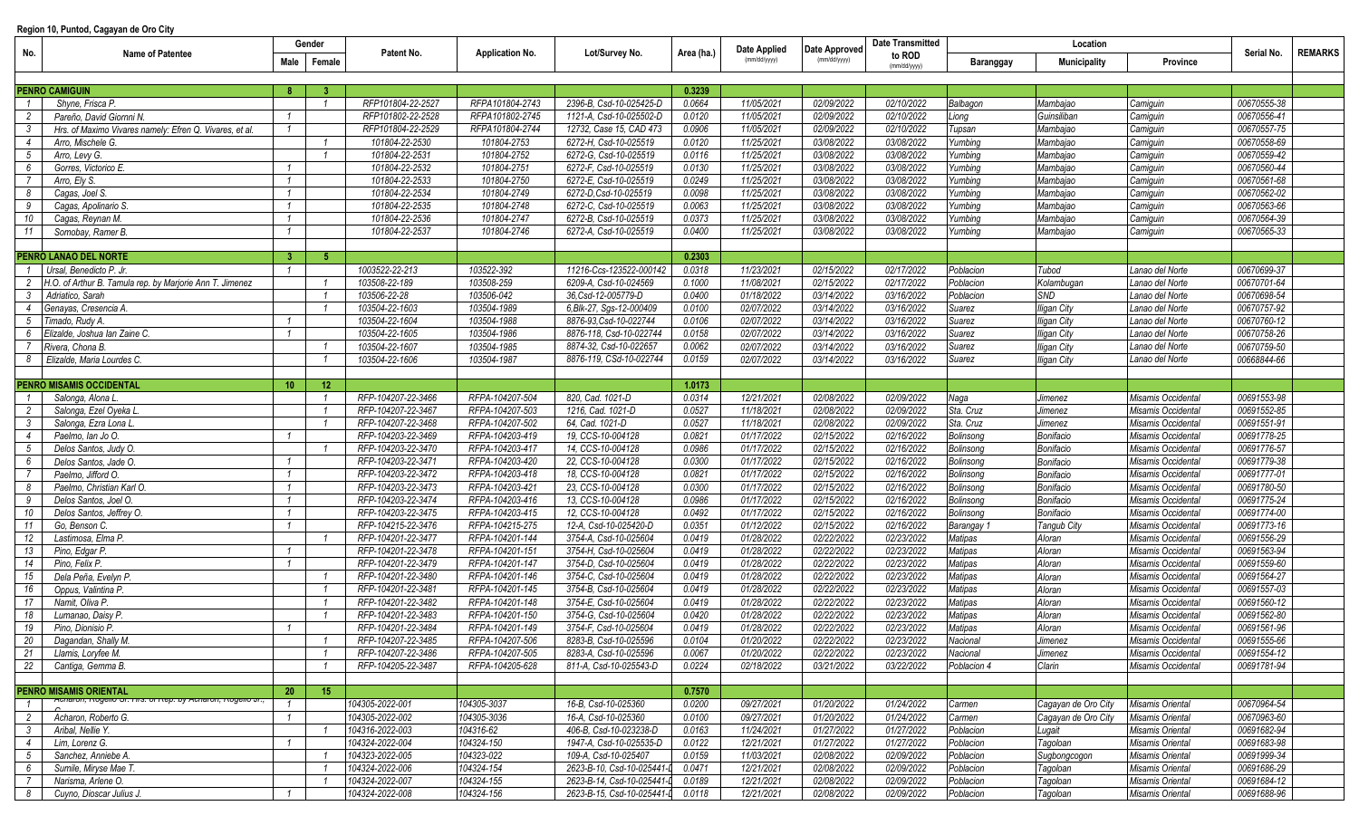**Region 10, Puntod, Cagayan de Oro City**

| No. | Name of Patentee | Gender | | Patent No. | Application No. | Lot/Survey No. | Area (ha.) | Date Applied (mm/dd/yyyy) | Date Approved (mm/dd/yyyy) | Date Transmitted to ROD (mm/dd/yyyy) | Location | | | Serial No. | REMARKS |
|---|---|---|---|---|---|---|---|---|---|---|---|---|---|---|---|
| | | Male | Female | | | | | | | | Baranggay | Municipality | Province | | |
| | **PENRO CAMIGUIN** | **8** | **3** | | | | **0.3239** | | | | | | | | |
| 1 | Shyne, Frisca P. | | 1 | RFP101804-22-2527 | RFPA101804-2743 | 2396-B, Csd-10-025425-D | 0.0664 | 11/05/2021 | 02/09/2022 | 02/10/2022 | Balbagon | Mambajao | Camiguin | 00670555-38 | |
| 2 | Pareño, David Giomni N. | 1 | | RFP101802-22-2528 | RFPA101802-2745 | 1121-A, Csd-10-025502-D | 0.0120 | 11/05/2021 | 02/09/2022 | 02/10/2022 | Liong | Guinsiliban | Camiguin | 00670556-41 | |
| 3 | Hrs. of Maximo Vivares namely: Efren Q. Vivares, et al. | 1 | | RFP101804-22-2529 | RFPA101804-2744 | 12732, Case 15, CAD 473 | 0.0906 | 11/05/2021 | 02/09/2022 | 02/10/2022 | Tupsan | Mambajao | Camiguin | 00670557-75 | |
| 4 | Arro, Mischele G. | | 1 | 101804-22-2530 | 101804-2753 | 6272-H, Csd-10-025519 | 0.0120 | 11/25/2021 | 03/08/2022 | 03/08/2022 | Yumbing | Mambajao | Camiguin | 00670558-69 | |
| 5 | Arro, Levy G. | | 1 | 101804-22-2531 | 101804-2752 | 6272-G, Csd-10-025519 | 0.0116 | 11/25/2021 | 03/08/2022 | 03/08/2022 | Yumbing | Mambajao | Camiguin | 00670559-42 | |
| 6 | Gorres, Victorico E. | 1 | | 101804-22-2532 | 101804-2751 | 6272-F, Csd-10-025519 | 0.0130 | 11/25/2021 | 03/08/2022 | 03/08/2022 | Yumbing | Mambajao | Camiguin | 00670560-44 | |
| 7 | Arro, Ely S. | 1 | | 101804-22-2533 | 101804-2750 | 6272-E, Csd-10-025519 | 0.0249 | 11/25/2021 | 03/08/2022 | 03/08/2022 | Yumbing | Mambajao | Camiguin | 00670561-68 | |
| 8 | Cagas, Joel S. | 1 | | 101804-22-2534 | 101804-2749 | 6272-D,Csd-10-025519 | 0.0098 | 11/25/2021 | 03/08/2022 | 03/08/2022 | Yumbing | Mambajao | Camiguin | 00670562-02 | |
| 9 | Cagas, Apolinario S. | 1 | | 101804-22-2535 | 101804-2748 | 6272-C, Csd-10-025519 | 0.0063 | 11/25/2021 | 03/08/2022 | 03/08/2022 | Yumbing | Mambajao | Camiguin | 00670563-66 | |
| 10 | Cagas, Reynan M. | 1 | | 101804-22-2536 | 101804-2747 | 6272-B, Csd-10-025519 | 0.0373 | 11/25/2021 | 03/08/2022 | 03/08/2022 | Yumbing | Mambajao | Camiguin | 00670564-39 | |
| 11 | Somobay, Ramer B. | 1 | | 101804-22-2537 | 101804-2746 | 6272-A, Csd-10-025519 | 0.0400 | 11/25/2021 | 03/08/2022 | 03/08/2022 | Yumbing | Mambajao | Camiguin | 00670565-33 | |
| | **PENRO LANAO DEL NORTE** | **3** | **5** | | | | **0.2303** | | | | | | | | |
| 1 | Ursal, Benedicto P. Jr. | 1 | | 1003522-22-213 | 103522-392 | 11216-Ccs-123522-000142 | 0.0318 | 11/23/2021 | 02/15/2022 | 02/17/2022 | Poblacion | Tubod | Lanao del Norte | 00670699-37 | |
| 2 | H.O. of Arthur B. Tamula rep. by Marjorie Ann T. Jimenez | | 1 | 103508-22-189 | 103508-259 | 6209-A, Csd-10-024569 | 0.1000 | 11/08/2021 | 02/15/2022 | 02/17/2022 | Poblacion | Kolambugan | Lanao del Norte | 00670701-64 | |
| 3 | Adriatico, Sarah | | 1 | 103506-22-28 | 103506-042 | 36,Csd-12-005779-D | 0.0400 | 01/18/2022 | 03/14/2022 | 03/16/2022 | Poblacion | SND | Lanao del Norte | 00670698-54 | |
| 4 | Genayas, Cresencia A. | | 1 | 103504-22-1603 | 103504-1989 | 6,Blk-27, Sgs-12-000409 | 0.0100 | 02/07/2022 | 03/14/2022 | 03/16/2022 | Suarez | Iligan City | Lanao del Norte | 00670757-92 | |
| 5 | Timado, Rudy A. | 1 | | 103504-22-1604 | 103504-1988 | 8876-93,Csd-10-022744 | 0.0106 | 02/07/2022 | 03/14/2022 | 03/16/2022 | Suarez | Iligan City | Lanao del Norte | 00670760-12 | |
| 6 | Elizalde, Joshua Ian Zaine C. | 1 | | 103504-22-1605 | 103504-1986 | 8876-118, Csd-10-022744 | 0.0158 | 02/07/2022 | 03/14/2022 | 03/16/2022 | Suarez | Iligan City | Lanao del Norte | 00670758-26 | |
| 7 | Rivera, Chona B. | | 1 | 103504-22-1607 | 103504-1985 | 8874-32, Csd-10-022657 | 0.0062 | 02/07/2022 | 03/14/2022 | 03/16/2022 | Suarez | Iligan City | Lanao del Norte | 00670759-50 | |
| 8 | Elizalde, Maria Lourdes C. | | 1 | 103504-22-1606 | 103504-1987 | 8876-119, CSd-10-022744 | 0.0159 | 02/07/2022 | 03/14/2022 | 03/16/2022 | Suarez | Iligan City | Lanao del Norte | 00668844-66 | |
| | **PENRO MISAMIS OCCIDENTAL** | **10** | **12** | | | | **1.0173** | | | | | | | | |
| 1 | Salonga, Alona L. | | 1 | RFP-104207-22-3466 | RFPA-104207-504 | 820, Cad. 1021-D | 0.0314 | 12/21/2021 | 02/08/2022 | 02/09/2022 | Naga | Jimenez | Misamis Occidental | 00691553-98 | |
| 2 | Salonga, Ezel Oyeka L. | | 1 | RFP-104207-22-3467 | RFPA-104207-503 | 1216, Cad. 1021-D | 0.0527 | 11/18/2021 | 02/08/2022 | 02/09/2022 | Sta. Cruz | Jimenez | Misamis Occidental | 00691552-85 | |
| 3 | Salonga, Ezra Lona L. | | 1 | RFP-104207-22-3468 | RFPA-104207-502 | 64, Cad. 1021-D | 0.0527 | 11/18/2021 | 02/08/2022 | 02/09/2022 | Sta. Cruz | Jimenez | Misamis Occidental | 00691551-91 | |
| 4 | Paelmo, Ian Jo O. | 1 | | RFP-104203-22-3469 | RFPA-104203-419 | 19, CCS-10-004128 | 0.0821 | 01/17/2022 | 02/15/2022 | 02/16/2022 | Bolinsong | Bonifacio | Misamis Occidental | 00691778-25 | |
| 5 | Delos Santos, Judy O. | | 1 | RFP-104203-22-3470 | RFPA-104203-417 | 14, CCS-10-004128 | 0.0986 | 01/17/2022 | 02/15/2022 | 02/16/2022 | Bolinsong | Bonifacio | Misamis Occidental | 00691776-57 | |
| 6 | Delos Santos, Jade O. | 1 | | RFP-104203-22-3471 | RFPA-104203-420 | 22, CCS-10-004128 | 0.0300 | 01/17/2022 | 02/15/2022 | 02/16/2022 | Bolinsong | Bonifacio | Misamis Occidental | 00691779-38 | |
| 7 | Paelmo, Jifford O. | 1 | | RFP-104203-22-3472 | RFPA-104203-418 | 18, CCS-10-004128 | 0.0821 | 01/17/2022 | 02/15/2022 | 02/16/2022 | Bolinsong | Bonifacio | Misamis Occidental | 00691777-01 | |
| 8 | Paelmo, Christian Karl O. | 1 | | RFP-104203-22-3473 | RFPA-104203-421 | 23, CCS-10-004128 | 0.0300 | 01/17/2022 | 02/15/2022 | 02/16/2022 | Bolinsong | Bonifacio | Misamis Occidental | 00691780-50 | |
| 9 | Delos Santos, Joel O. | 1 | | RFP-104203-22-3474 | RFPA-104203-416 | 13, CCS-10-004128 | 0.0986 | 01/17/2022 | 02/15/2022 | 02/16/2022 | Bolinsong | Bonifacio | Misamis Occidental | 00691775-24 | |
| 10 | Delos Santos, Jeffrey O. | 1 | | RFP-104203-22-3475 | RFPA-104203-415 | 12, CCS-10-004128 | 0.0492 | 01/17/2022 | 02/15/2022 | 02/16/2022 | Bolinsong | Bonifacio | Misamis Occidental | 00691774-00 | |
| 11 | Go, Benson C. | 1 | | RFP-104215-22-3476 | RFPA-104215-275 | 12-A, Csd-10-025420-D | 0.0351 | 01/12/2022 | 02/15/2022 | 02/16/2022 | Barangay 1 | Tangub City | Misamis Occidental | 00691773-16 | |
| 12 | Lastimosa, Elma P. | | 1 | RFP-104201-22-3477 | RFPA-104201-144 | 3754-A, Csd-10-025604 | 0.0419 | 01/28/2022 | 02/22/2022 | 02/23/2022 | Matipas | Aloran | Misamis Occidental | 00691556-29 | |
| 13 | Pino, Edgar P. | 1 | | RFP-104201-22-3478 | RFPA-104201-151 | 3754-H, Csd-10-025604 | 0.0419 | 01/28/2022 | 02/22/2022 | 02/23/2022 | Matipas | Aloran | Misamis Occidental | 00691563-94 | |
| 14 | Pino, Felix P. | 1 | | RFP-104201-22-3479 | RFPA-104201-147 | 3754-D, Csd-10-025604 | 0.0419 | 01/28/2022 | 02/22/2022 | 02/23/2022 | Matipas | Aloran | Misamis Occidental | 00691559-60 | |
| 15 | Dela Peña, Evelyn P. | | 1 | RFP-104201-22-3480 | RFPA-104201-146 | 3754-C, Csd-10-025604 | 0.0419 | 01/28/2022 | 02/22/2022 | 02/23/2022 | Matipas | Aloran | Misamis Occidental | 00691564-27 | |
| 16 | Oppus, Valintina P. | | 1 | RFP-104201-22-3481 | RFPA-104201-145 | 3754-B, Csd-10-025604 | 0.0419 | 01/28/2022 | 02/22/2022 | 02/23/2022 | Matipas | Aloran | Misamis Occidental | 00691557-03 | |
| 17 | Namit, Oliva P. | | 1 | RFP-104201-22-3482 | RFPA-104201-148 | 3754-E, Csd-10-025604 | 0.0419 | 01/28/2022 | 02/22/2022 | 02/23/2022 | Matipas | Aloran | Misamis Occidental | 00691560-12 | |
| 18 | Lumanao, Daisy P. | | 1 | RFP-104201-22-3483 | RFPA-104201-150 | 3754-G, Csd-10-025604 | 0.0420 | 01/28/2022 | 02/22/2022 | 02/23/2022 | Matipas | Aloran | Misamis Occidental | 00691562-80 | |
| 19 | Pino, Dionisio P. | 1 | | RFP-104201-22-3484 | RFPA-104201-149 | 3754-F, Csd-10-025604 | 0.0419 | 01/28/2022 | 02/22/2022 | 02/23/2022 | Matipas | Aloran | Misamis Occidental | 00691561-96 | |
| 20 | Dagandan, Shally M. | | 1 | RFP-104207-22-3485 | RFPA-104207-506 | 8283-B, Csd-10-025596 | 0.0104 | 01/20/2022 | 02/22/2022 | 02/23/2022 | Nacional | Jimenez | Misamis Occidental | 00691555-66 | |
| 21 | Llamis, Loryfee M. | | 1 | RFP-104207-22-3486 | RFPA-104207-505 | 8283-A, Csd-10-025596 | 0.0067 | 01/20/2022 | 02/22/2022 | 02/23/2022 | Nacional | Jimenez | Misamis Occidental | 00691554-12 | |
| 22 | Cantiga, Gemma B. | | 1 | RFP-104205-22-3487 | RFPA-104205-628 | 811-A, Csd-10-025543-D | 0.0224 | 02/18/2022 | 03/21/2022 | 03/22/2022 | Poblacion 4 | Clarin | Misamis Occidental | 00691781-94 | |
| | **PENRO MISAMIS ORIENTAL** | **20** | **15** | | | | **0.7570** | | | | | | | | |
| 1 | Acharon, Rogelio Sr. Hrs. of Rep. by Acharon, Rogelio Jr., C. | 1 | | 104305-2022-001 | 104305-3037 | 16-B, Csd-10-025360 | 0.0200 | 09/27/2021 | 01/20/2022 | 01/24/2022 | Carmen | Cagayan de Oro City | Misamis Oriental | 00670964-54 | |
| 2 | Acharon, Roberto G. | 1 | | 104305-2022-002 | 104305-3036 | 16-A, Csd-10-025360 | 0.0100 | 09/27/2021 | 01/20/2022 | 01/24/2022 | Carmen | Cagayan de Oro City | Misamis Oriental | 00670963-60 | |
| 3 | Aribal, Nellie Y. | | 1 | 104316-2022-003 | 104316-62 | 406-B, Csd-10-023238-D | 0.0163 | 11/24/2021 | 01/27/2022 | 01/27/2022 | Poblacion | Lugait | Misamis Oriental | 00691682-94 | |
| 4 | Lim, Lorenz G. | 1 | | 104324-2022-004 | 104324-150 | 1947-A, Csd-10-025535-D | 0.0122 | 12/21/2021 | 01/27/2022 | 01/27/2022 | Poblacion | Tagoloan | Misamis Oriental | 00691683-98 | |
| 5 | Sanchez, Anniebe A. | | 1 | 104323-2022-005 | 104323-022 | 109-A, Csd-10-025407 | 0.0159 | 11/03/2021 | 02/08/2022 | 02/09/2022 | Poblacion | Sugbongcogon | Misamis Oriental | 00691999-34 | |
| 6 | Sumile, Miryse Mae T. | | 1 | 104324-2022-006 | 104324-154 | 2623-B-10, Csd-10-025441-D | 0.0471 | 12/21/2021 | 02/08/2022 | 02/09/2022 | Poblacion | Tagoloan | Misamis Oriental | 00691686-29 | |
| 7 | Narisma, Arlene O. | | 1 | 104324-2022-007 | 104324-155 | 2623-B-14, Csd-10-025441-D | 0.0189 | 12/21/2021 | 02/08/2022 | 02/09/2022 | Poblacion | Tagoloan | Misamis Oriental | 00691684-12 | |
| 8 | Cuyno, Dioscar Julius J. | 1 | | 104324-2022-008 | 104324-156 | 2623-B-15, Csd-10-025441-D | 0.0118 | 12/21/2021 | 02/08/2022 | 02/09/2022 | Poblacion | Tagoloan | Misamis Oriental | 00691688-96 | |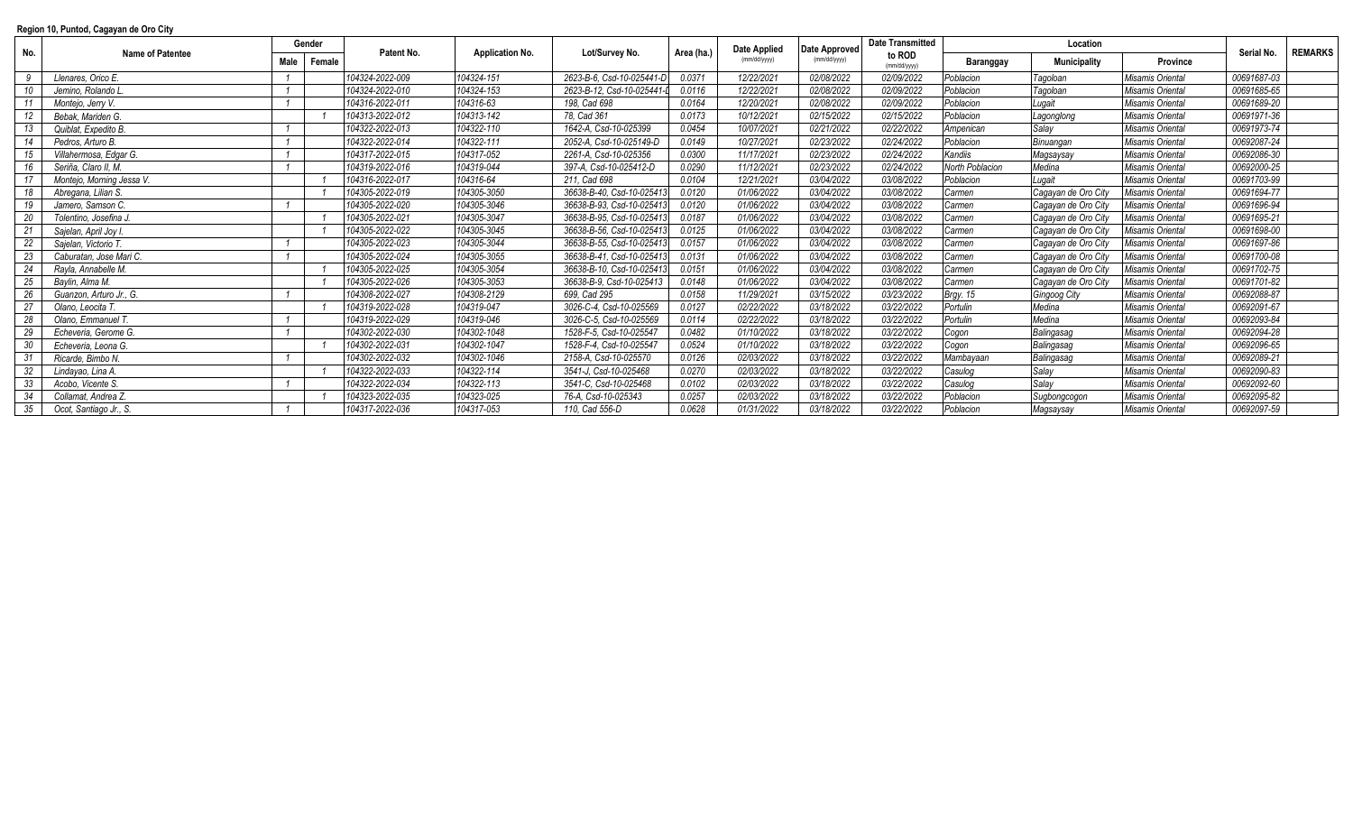**Region 10, Puntod, Cagayan de Oro City**

| No. | Name of Patentee | Gender | | Patent No. | Application No. | Lot/Survey No. | Area (ha.) | Date Applied (mm/dd/yyyy) | Date Approved (mm/dd/yyyy) | Date Transmitted to ROD (mm/dd/yyyy) | Location | | | Serial No. | REMARKS |
|---|---|---|---|---|---|---|---|---|---|---|---|---|---|---|---|
| | | Male | Female | | | | | | | | Baranggay | Municipality | Province | | |
| 9 | Llenares, Orico E. | 1 | | 104324-2022-009 | 104324-151 | 2623-B-6, Csd-10-025441-D | 0.0371 | 12/22/2021 | 02/08/2022 | 02/09/2022 | Poblacion | Tagoloan | Misamis Oriental | 00691687-03 | |
| 10 | Jemino, Rolando L. | 1 | | 104324-2022-010 | 104324-153 | 2623-B-12, Csd-10-025441-D | 0.0116 | 12/22/2021 | 02/08/2022 | 02/09/2022 | Poblacion | Tagoloan | Misamis Oriental | 00691685-65 | |
| 11 | Montejo, Jerry V. | 1 | | 104316-2022-011 | 104316-63 | 198, Cad 698 | 0.0164 | 12/20/2021 | 02/08/2022 | 02/09/2022 | Poblacion | Lugait | Misamis Oriental | 00691689-20 | |
| 12 | Bebak, Mariden G. | | 1 | 104313-2022-012 | 104313-142 | 78, Cad 361 | 0.0173 | 10/12/2021 | 02/15/2022 | 02/15/2022 | Poblacion | Lagonglong | Misamis Oriental | 00691971-36 | |
| 13 | Quiblat, Expedito B. | 1 | | 104322-2022-013 | 104322-110 | 1642-A, Csd-10-025399 | 0.0454 | 10/07/2021 | 02/21/2022 | 02/22/2022 | Ampenican | Salay | Misamis Oriental | 00691973-74 | |
| 14 | Pedros, Arturo B. | 1 | | 104322-2022-014 | 104322-111 | 2052-A, Csd-10-025149-D | 0.0149 | 10/27/2021 | 02/23/2022 | 02/24/2022 | Poblacion | Binuangan | Misamis Oriental | 00692087-24 | |
| 15 | Villahermosa, Edgar G. | 1 | | 104317-2022-015 | 104317-052 | 2261-A, Csd-10-025356 | 0.0300 | 11/17/2021 | 02/23/2022 | 02/24/2022 | Kandiis | Magsaysay | Misamis Oriental | 00692086-30 | |
| 16 | Seriña, Claro II, M. | 1 | | 104319-2022-016 | 104319-044 | 397-A, Csd-10-025412-D | 0.0290 | 11/12/2021 | 02/23/2022 | 02/24/2022 | North Poblacion | Medina | Misamis Oriental | 00692000-25 | |
| 17 | Montejo, Morning Jessa V. | | 1 | 104316-2022-017 | 104316-64 | 211, Cad 698 | 0.0104 | 12/21/2021 | 03/04/2022 | 03/08/2022 | Poblacion | Lugait | Misamis Oriental | 00691703-99 | |
| 18 | Abregana, Lilian S. | | 1 | 104305-2022-019 | 104305-3050 | 36638-B-40, Csd-10-025413 | 0.0120 | 01/06/2022 | 03/04/2022 | 03/08/2022 | Carmen | Cagayan de Oro City | Misamis Oriental | 00691694-77 | |
| 19 | Jamero, Samson C. | 1 | | 104305-2022-020 | 104305-3046 | 36638-B-93, Csd-10-025413 | 0.0120 | 01/06/2022 | 03/04/2022 | 03/08/2022 | Carmen | Cagayan de Oro City | Misamis Oriental | 00691696-94 | |
| 20 | Tolentino, Josefina J. | | 1 | 104305-2022-021 | 104305-3047 | 36638-B-95, Csd-10-025413 | 0.0187 | 01/06/2022 | 03/04/2022 | 03/08/2022 | Carmen | Cagayan de Oro City | Misamis Oriental | 00691695-21 | |
| 21 | Sajelan, April Joy I. | | 1 | 104305-2022-022 | 104305-3045 | 36638-B-56, Csd-10-025413 | 0.0125 | 01/06/2022 | 03/04/2022 | 03/08/2022 | Carmen | Cagayan de Oro City | Misamis Oriental | 00691698-00 | |
| 22 | Sajelan, Victorio T. | 1 | | 104305-2022-023 | 104305-3044 | 36638-B-55, Csd-10-025413 | 0.0157 | 01/06/2022 | 03/04/2022 | 03/08/2022 | Carmen | Cagayan de Oro City | Misamis Oriental | 00691697-86 | |
| 23 | Caburatan, Jose Mari C. | 1 | | 104305-2022-024 | 104305-3055 | 36638-B-41, Csd-10-025413 | 0.0131 | 01/06/2022 | 03/04/2022 | 03/08/2022 | Carmen | Cagayan de Oro City | Misamis Oriental | 00691700-08 | |
| 24 | Rayla, Annabelle M. | | 1 | 104305-2022-025 | 104305-3054 | 36638-B-10, Csd-10-025413 | 0.0151 | 01/06/2022 | 03/04/2022 | 03/08/2022 | Carmen | Cagayan de Oro City | Misamis Oriental | 00691702-75 | |
| 25 | Baylin, Alma M. | | 1 | 104305-2022-026 | 104305-3053 | 36638-B-9, Csd-10-025413 | 0.0148 | 01/06/2022 | 03/04/2022 | 03/08/2022 | Carmen | Cagayan de Oro City | Misamis Oriental | 00691701-82 | |
| 26 | Guanzon, Arturo Jr., G. | 1 | | 104308-2022-027 | 104308-2129 | 699, Cad 295 | 0.0158 | 11/29/2021 | 03/15/2022 | 03/23/2022 | Brgy. 15 | Gingoog City | Misamis Oriental | 00692088-87 | |
| 27 | Olano, Leocita T. | | 1 | 104319-2022-028 | 104319-047 | 3026-C-4, Csd-10-025569 | 0.0127 | 02/22/2022 | 03/18/2022 | 03/22/2022 | Portulin | Medina | Misamis Oriental | 00692091-67 | |
| 28 | Olano, Emmanuel T. | 1 | | 104319-2022-029 | 104319-046 | 3026-C-5, Csd-10-025569 | 0.0114 | 02/22/2022 | 03/18/2022 | 03/22/2022 | Portulin | Medina | Misamis Oriental | 00692093-84 | |
| 29 | Echeveria, Gerome G. | 1 | | 104302-2022-030 | 104302-1048 | 1528-F-5, Csd-10-025547 | 0.0482 | 01/10/2022 | 03/18/2022 | 03/22/2022 | Cogon | Balingasag | Misamis Oriental | 00692094-28 | |
| 30 | Echeveria, Leona G. | | 1 | 104302-2022-031 | 104302-1047 | 1528-F-4, Csd-10-025547 | 0.0524 | 01/10/2022 | 03/18/2022 | 03/22/2022 | Cogon | Balingasag | Misamis Oriental | 00692096-65 | |
| 31 | Ricarde, Bimbo N. | 1 | | 104302-2022-032 | 104302-1046 | 2158-A, Csd-10-025570 | 0.0126 | 02/03/2022 | 03/18/2022 | 03/22/2022 | Mambayaan | Balingasag | Misamis Oriental | 00692089-21 | |
| 32 | Lindayao, Lina A. | | 1 | 104322-2022-033 | 104322-114 | 3541-J, Csd-10-025468 | 0.0270 | 02/03/2022 | 03/18/2022 | 03/22/2022 | Casulog | Salay | Misamis Oriental | 00692090-83 | |
| 33 | Acobo, Vicente S. | 1 | | 104322-2022-034 | 104322-113 | 3541-C, Csd-10-025468 | 0.0102 | 02/03/2022 | 03/18/2022 | 03/22/2022 | Casulog | Salay | Misamis Oriental | 00692092-60 | |
| 34 | Collamat, Andrea Z. | | 1 | 104323-2022-035 | 104323-025 | 76-A, Csd-10-025343 | 0.0257 | 02/03/2022 | 03/18/2022 | 03/22/2022 | Poblacion | Sugbongcogon | Misamis Oriental | 00692095-82 | |
| 35 | Ocot, Santiago Jr., S. | 1 | | 104317-2022-036 | 104317-053 | 110, Cad 556-D | 0.0628 | 01/31/2022 | 03/18/2022 | 03/22/2022 | Poblacion | Magsaysay | Misamis Oriental | 00692097-59 | |